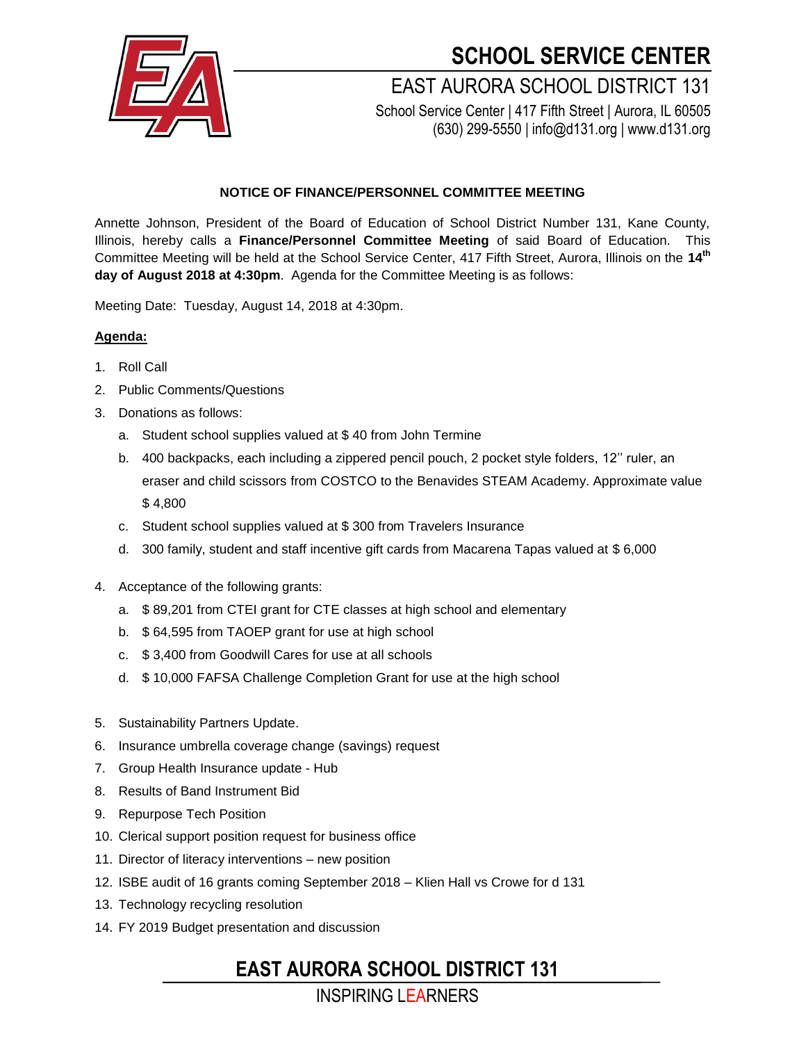# SCHOOL SERVICE CENTER

## EAST AURORA SCHOOL DISTRICT 131

School Service Center | 417 Fifth Street | Aurora, IL 60505
(630) 299-5550 | info@d131.org | www.d131.org

**NOTICE OF FINANCE/PERSONNEL COMMITTEE MEETING**

Annette Johnson, President of the Board of Education of School District Number 131, Kane County, Illinois, hereby calls a **Finance/Personnel Committee Meeting** of said Board of Education. This Committee Meeting will be held at the School Service Center, 417 Fifth Street, Aurora, Illinois on the **14th day of August 2018 at 4:30pm**. Agenda for the Committee Meeting is as follows:

Meeting Date: Tuesday, August 14, 2018 at 4:30pm.

**Agenda:**

1. Roll Call
2. Public Comments/Questions
3. Donations as follows:
   a. Student school supplies valued at $ 40 from John Termine
   b. 400 backpacks, each including a zippered pencil pouch, 2 pocket style folders, 12'' ruler, an eraser and child scissors from COSTCO to the Benavides STEAM Academy. Approximate value $ 4,800
   c. Student school supplies valued at $ 300 from Travelers Insurance
   d. 300 family, student and staff incentive gift cards from Macarena Tapas valued at $ 6,000
4. Acceptance of the following grants:
   a. $ 89,201 from CTEI grant for CTE classes at high school and elementary
   b. $ 64,595 from TAOEP grant for use at high school
   c. $ 3,400 from Goodwill Cares for use at all schools
   d. $ 10,000 FAFSA Challenge Completion Grant for use at the high school
5. Sustainability Partners Update.
6. Insurance umbrella coverage change (savings) request
7. Group Health Insurance update - Hub
8. Results of Band Instrument Bid
9. Repurpose Tech Position
10. Clerical support position request for business office
11. Director of literacy interventions – new position
12. ISBE audit of 16 grants coming September 2018 – Klien Hall vs Crowe for d 131
13. Technology recycling resolution
14. FY 2019 Budget presentation and discussion

**EAST AURORA SCHOOL DISTRICT 131**

INSPIRING LEARNERS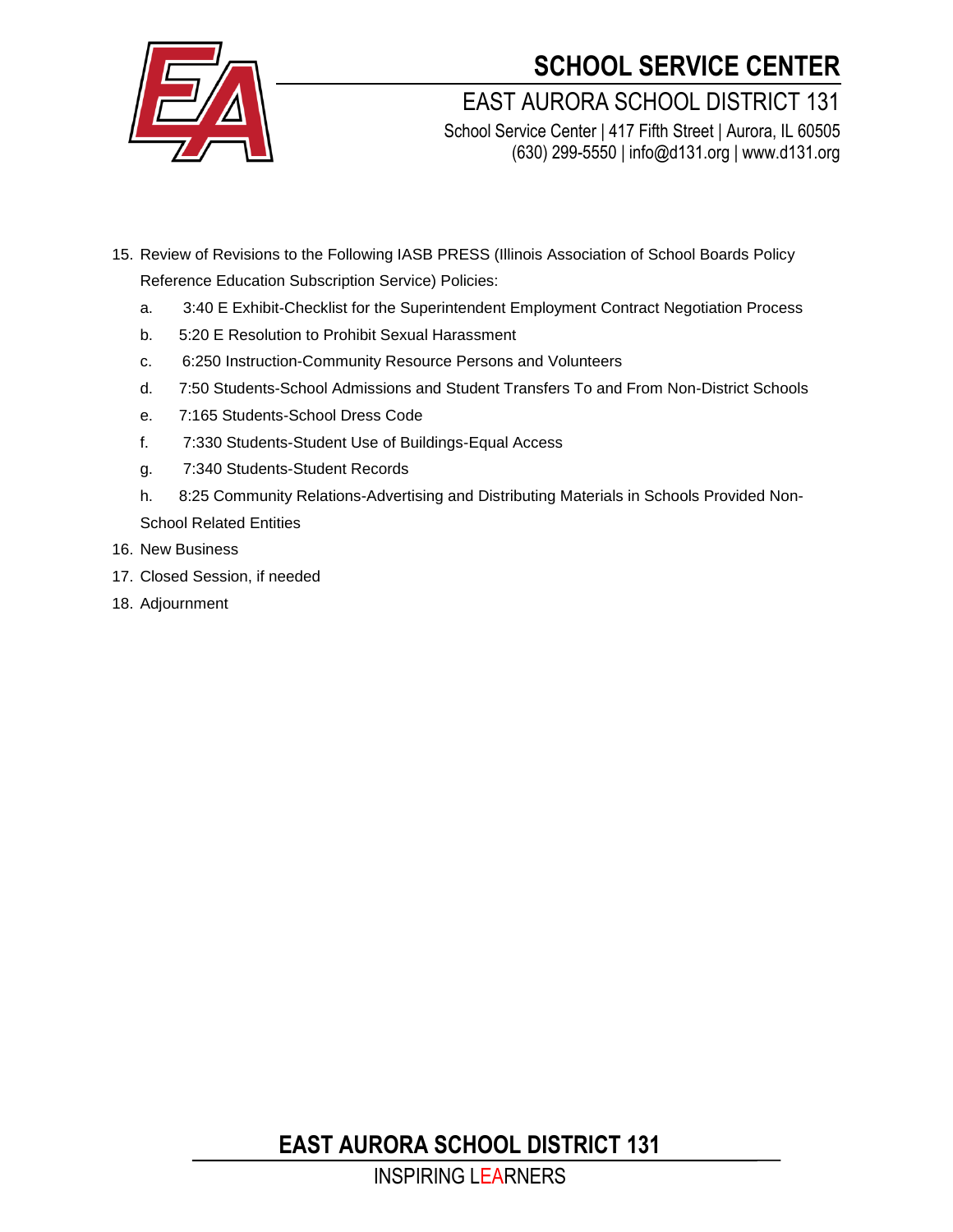15. Review of Revisions to the Following IASB PRESS (Illinois Association of School Boards Policy Reference Education Subscription Service) Policies:
    a. 3:40 E Exhibit-Checklist for the Superintendent Employment Contract Negotiation Process
    b. 5:20 E Resolution to Prohibit Sexual Harassment
    c. 6:250 Instruction-Community Resource Persons and Volunteers
    d. 7:50 Students-School Admissions and Student Transfers To and From Non-District Schools
    e. 7:165 Students-School Dress Code
    f. 7:330 Students-Student Use of Buildings-Equal Access
    g. 7:340 Students-Student Records
    h. 8:25 Community Relations-Advertising and Distributing Materials in Schools Provided Non-School Related Entities
16. New Business
17. Closed Session, if needed
18. Adjournment